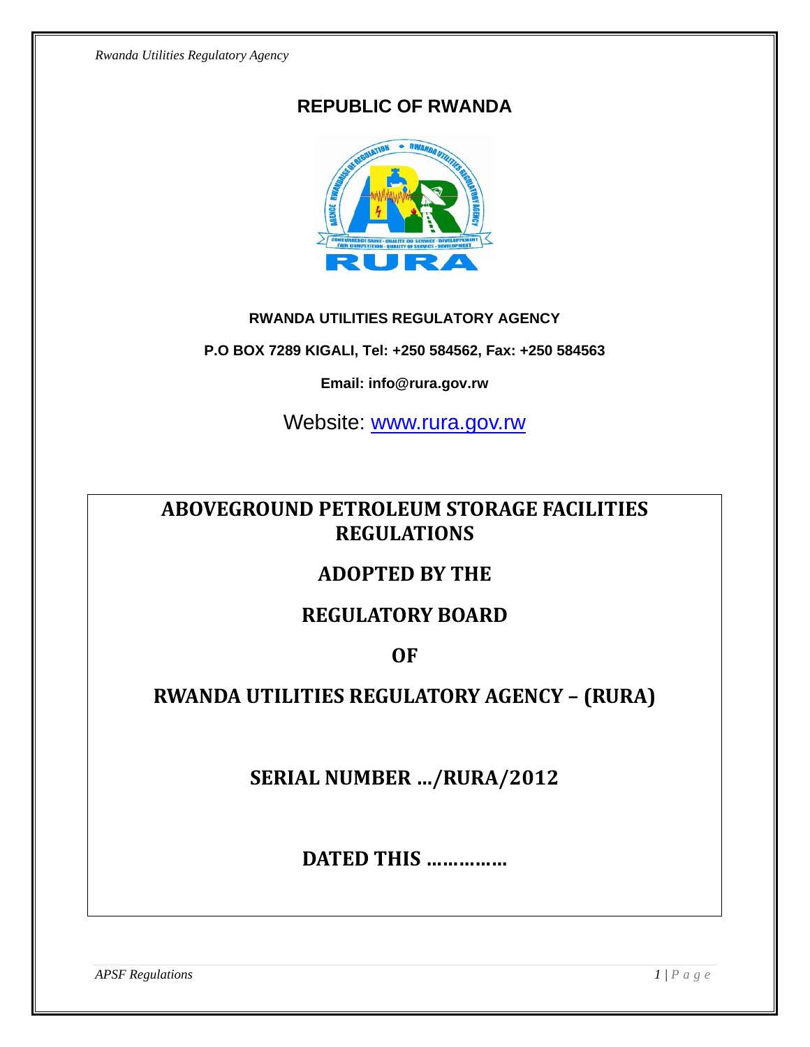# REPUBLIC OF RWANDA

**RWANDA UTILITIES REGULATORY AGENCY**

**P.O BOX 7289 KIGALI, Tel: +250 584562, Fax: +250 584563**

**Email: info@rura.gov.rw**

Website: www.rura.gov.rw

# ABOVEGROUND PETROLEUM STORAGE FACILITIES REGULATIONS

## ADOPTED BY THE

## REGULATORY BOARD

## OF

## RWANDA UTILITIES REGULATORY AGENCY – (RURA)

## SERIAL NUMBER …/RURA/2012

## DATED THIS ……………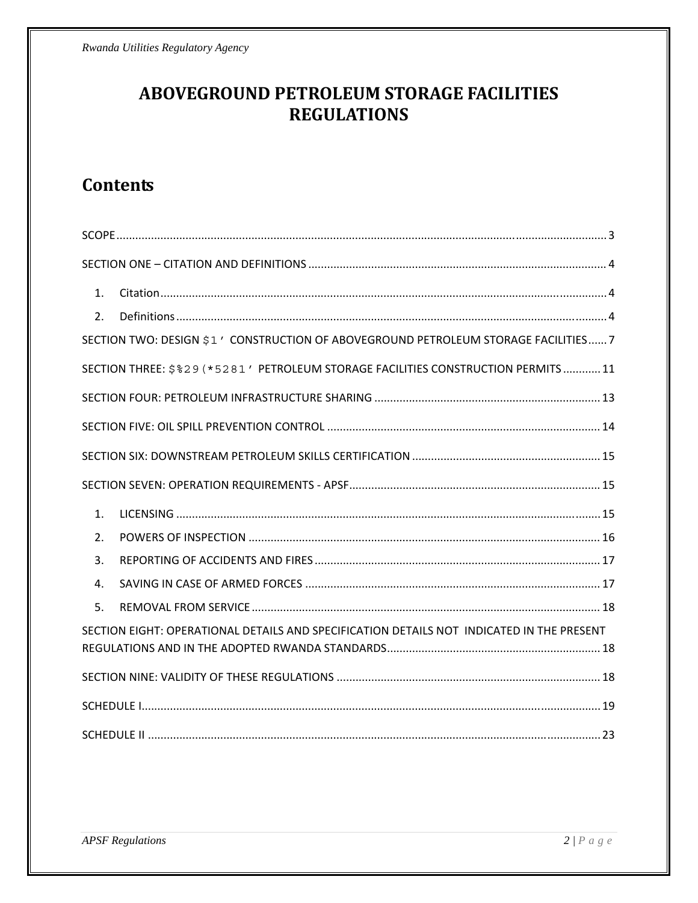# ABOVEGROUND PETROLEUM STORAGE FACILITIES REGULATIONS

## Contents

SCOPE ..... 3

SECTION ONE – CITATION AND DEFINITIONS ..... 4

1. Citation ..... 4
2. Definitions ..... 4

SECTION TWO: DESIGN $1' CONSTRUCTION OF ABOVEGROUND PETROLEUM STORAGE FACILITIES ..... 7

SECTION THREE: $%29(*5281' PETROLEUM STORAGE FACILITIES CONSTRUCTION PERMITS ..... 11

SECTION FOUR: PETROLEUM INFRASTRUCTURE SHARING ..... 13

SECTION FIVE: OIL SPILL PREVENTION CONTROL ..... 14

SECTION SIX: DOWNSTREAM PETROLEUM SKILLS CERTIFICATION ..... 15

SECTION SEVEN: OPERATION REQUIREMENTS - APSF ..... 15

1. LICENSING ..... 15
2. POWERS OF INSPECTION ..... 16
3. REPORTING OF ACCIDENTS AND FIRES ..... 17
4. SAVING IN CASE OF ARMED FORCES ..... 17
5. REMOVAL FROM SERVICE ..... 18

SECTION EIGHT: OPERATIONAL DETAILS AND SPECIFICATION DETAILS NOT INDICATED IN THE PRESENT REGULATIONS AND IN THE ADOPTED RWANDA STANDARDS ..... 18

SECTION NINE: VALIDITY OF THESE REGULATIONS ..... 18

SCHEDULE I ..... 19

SCHEDULE II ..... 23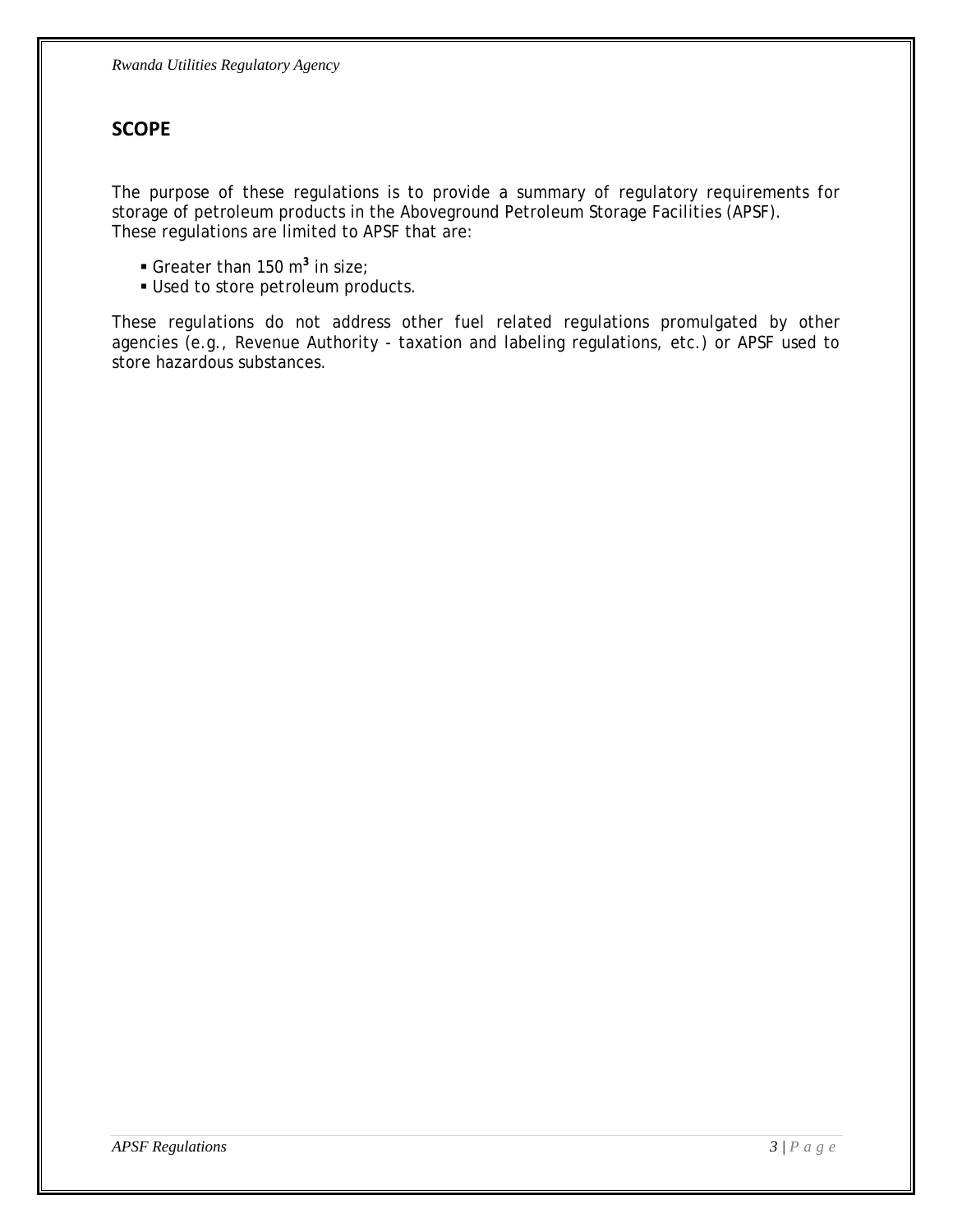## SCOPE

The purpose of these regulations is to provide a summary of regulatory requirements for storage of petroleum products in the Aboveground Petroleum Storage Facilities (APSF).
These regulations are limited to APSF that are:

- Greater than 150 $m^3$ in size;
- Used to store petroleum products.

These regulations do not address other fuel related regulations promulgated by other agencies (e.g., Revenue Authority - taxation and labeling regulations, etc.) or APSF used to store hazardous substances.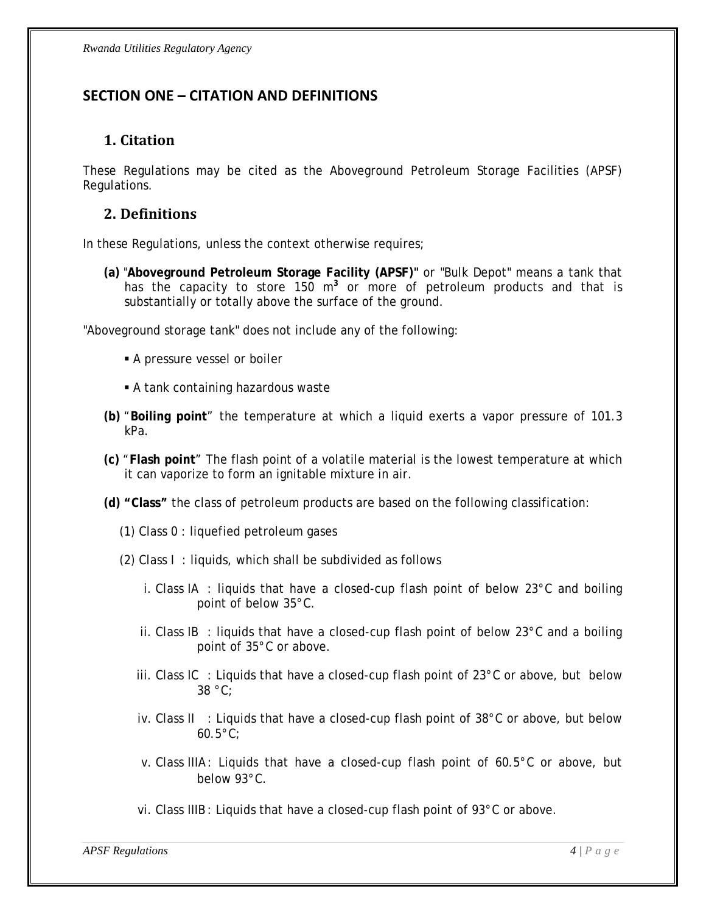## SECTION ONE – CITATION AND DEFINITIONS

### 1. Citation

These Regulations may be cited as the Aboveground Petroleum Storage Facilities (APSF) Regulations.

### 2. Definitions

In these Regulations, unless the context otherwise requires;

**(a)** "**Aboveground Petroleum Storage Facility (APSF)"** or "Bulk Depot" means a tank that has the capacity to store 150 $m^3$ or more of petroleum products and that is substantially or totally above the surface of the ground.

"Aboveground storage tank" does not include any of the following:

- A pressure vessel or boiler
- A tank containing hazardous waste

**(b)** "**Boiling point**" the temperature at which a liquid exerts a vapor pressure of 101.3 kPa.

**(c)** "**Flash point**" The flash point of a volatile material is the lowest temperature at which it can vaporize to form an ignitable mixture in air.

**(d) "Class"** the class of petroleum products are based on the following classification:

(1) Class 0 : liquefied petroleum gases

(2) Class I : liquids, which shall be subdivided as follows

i. Class IA : liquids that have a closed-cup flash point of below 23°C and boiling point of below 35°C.

ii. Class IB : liquids that have a closed-cup flash point of below 23°C and a boiling point of 35°C or above.

iii. Class IC : Liquids that have a closed-cup flash point of 23°C or above, but below 38 °C;

iv. Class II : Liquids that have a closed-cup flash point of 38°C or above, but below 60.5°C;

v. Class IIIA: Liquids that have a closed-cup flash point of 60.5°C or above, but below 93°C.

vi. Class IIIB: Liquids that have a closed-cup flash point of 93°C or above.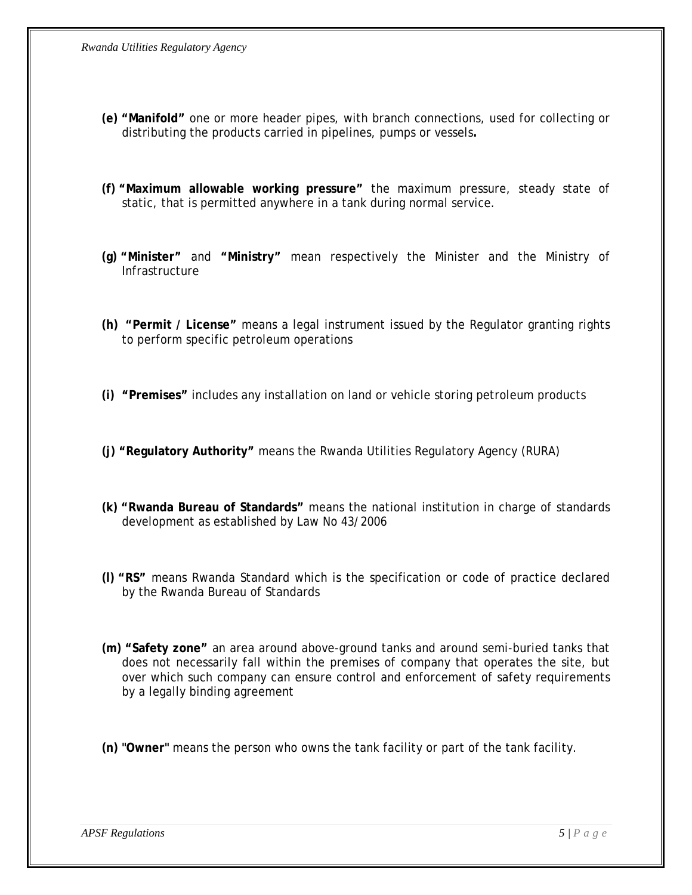**(e) "Manifold"** one or more header pipes, with branch connections, used for collecting or distributing the products carried in pipelines, pumps or vessels**.**

**(f) "Maximum allowable working pressure"** the maximum pressure, steady state of static, that is permitted anywhere in a tank during normal service.

**(g) "Minister"** and **"Ministry"** mean respectively the Minister and the Ministry of Infrastructure

**(h) "Permit / License"** means a legal instrument issued by the Regulator granting rights to perform specific petroleum operations

**(i) "Premises"** includes any installation on land or vehicle storing petroleum products

**(j) "Regulatory Authority"** means the Rwanda Utilities Regulatory Agency (RURA)

**(k) "Rwanda Bureau of Standards"** means the national institution in charge of standards development as established by Law No 43/2006

**(l) "RS"** means Rwanda Standard which is the specification or code of practice declared by the Rwanda Bureau of Standards

**(m) "Safety zone"** an area around above-ground tanks and around semi-buried tanks that does not necessarily fall within the premises of company that operates the site, but over which such company can ensure control and enforcement of safety requirements by a legally binding agreement

**(n) "Owner"** means the person who owns the tank facility or part of the tank facility.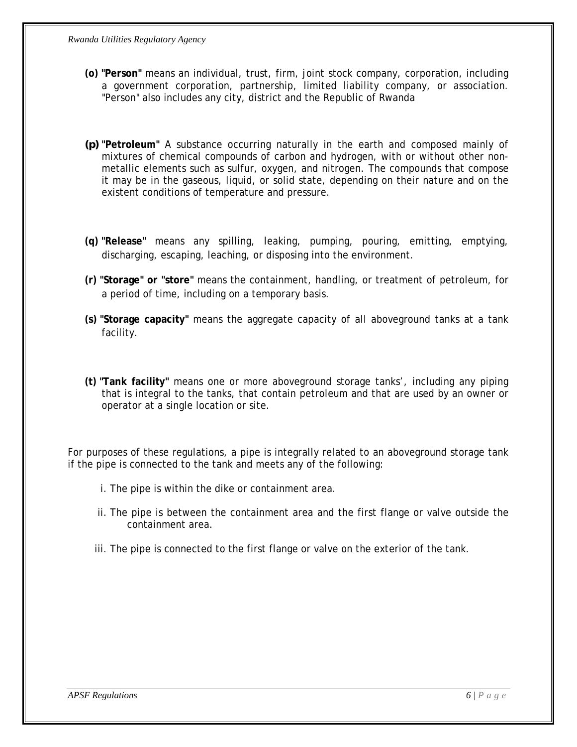**(o) "Person"** means an individual, trust, firm, joint stock company, corporation, including a government corporation, partnership, limited liability company, or association. "Person" also includes any city, district and the Republic of Rwanda

**(p) "Petroleum"** A substance occurring naturally in the earth and composed mainly of mixtures of chemical compounds of carbon and hydrogen, with or without other non-metallic elements such as sulfur, oxygen, and nitrogen. The compounds that compose it may be in the gaseous, liquid, or solid state, depending on their nature and on the existent conditions of temperature and pressure.

**(q) "Release"** means any spilling, leaking, pumping, pouring, emitting, emptying, discharging, escaping, leaching, or disposing into the environment.

**(r) "Storage" or "store"** means the containment, handling, or treatment of petroleum, for a period of time, including on a temporary basis.

**(s) "Storage capacity"** means the aggregate capacity of all aboveground tanks at a tank facility.

**(t) "Tank facility"** means one or more aboveground storage tanks', including any piping that is integral to the tanks, that contain petroleum and that are used by an owner or operator at a single location or site.

For purposes of these regulations, a pipe is integrally related to an aboveground storage tank if the pipe is connected to the tank and meets any of the following:

i. The pipe is within the dike or containment area.

ii. The pipe is between the containment area and the first flange or valve outside the containment area.

iii. The pipe is connected to the first flange or valve on the exterior of the tank.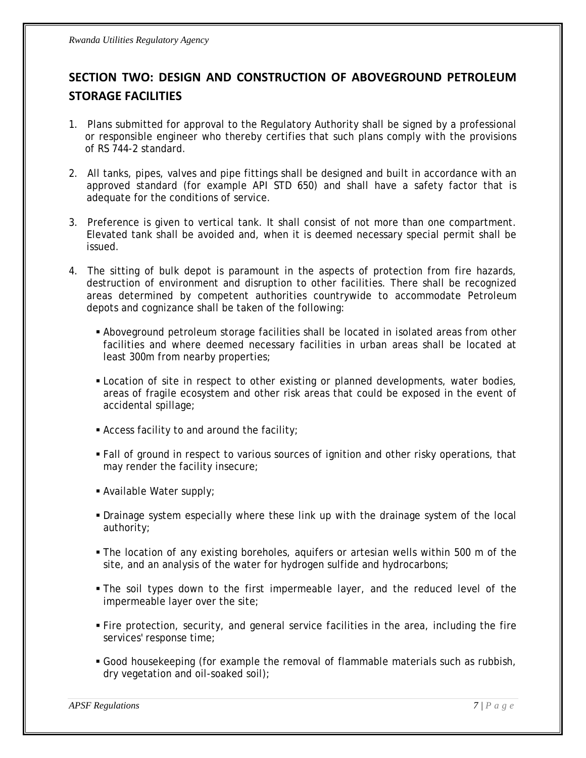## SECTION TWO: DESIGN AND CONSTRUCTION OF ABOVEGROUND PETROLEUM STORAGE FACILITIES

1. Plans submitted for approval to the Regulatory Authority shall be signed by a professional or responsible engineer who thereby certifies that such plans comply with the provisions of RS 744-2 standard.

2. All tanks, pipes, valves and pipe fittings shall be designed and built in accordance with an approved standard (for example API STD 650) and shall have a safety factor that is adequate for the conditions of service.

3. Preference is given to vertical tank. It shall consist of not more than one compartment. Elevated tank shall be avoided and, when it is deemed necessary special permit shall be issued.

4. The sitting of bulk depot is paramount in the aspects of protection from fire hazards, destruction of environment and disruption to other facilities. There shall be recognized areas determined by competent authorities countrywide to accommodate Petroleum depots and cognizance shall be taken of the following:

   - Aboveground petroleum storage facilities shall be located in isolated areas from other facilities and where deemed necessary facilities in urban areas shall be located at least 300m from nearby properties;
   - Location of site in respect to other existing or planned developments, water bodies, areas of fragile ecosystem and other risk areas that could be exposed in the event of accidental spillage;
   - Access facility to and around the facility;
   - Fall of ground in respect to various sources of ignition and other risky operations, that may render the facility insecure;
   - Available Water supply;
   - Drainage system especially where these link up with the drainage system of the local authority;
   - The location of any existing boreholes, aquifers or artesian wells within 500 m of the site, and an analysis of the water for hydrogen sulfide and hydrocarbons;
   - The soil types down to the first impermeable layer, and the reduced level of the impermeable layer over the site;
   - Fire protection, security, and general service facilities in the area, including the fire services' response time;
   - Good housekeeping (for example the removal of flammable materials such as rubbish, dry vegetation and oil-soaked soil);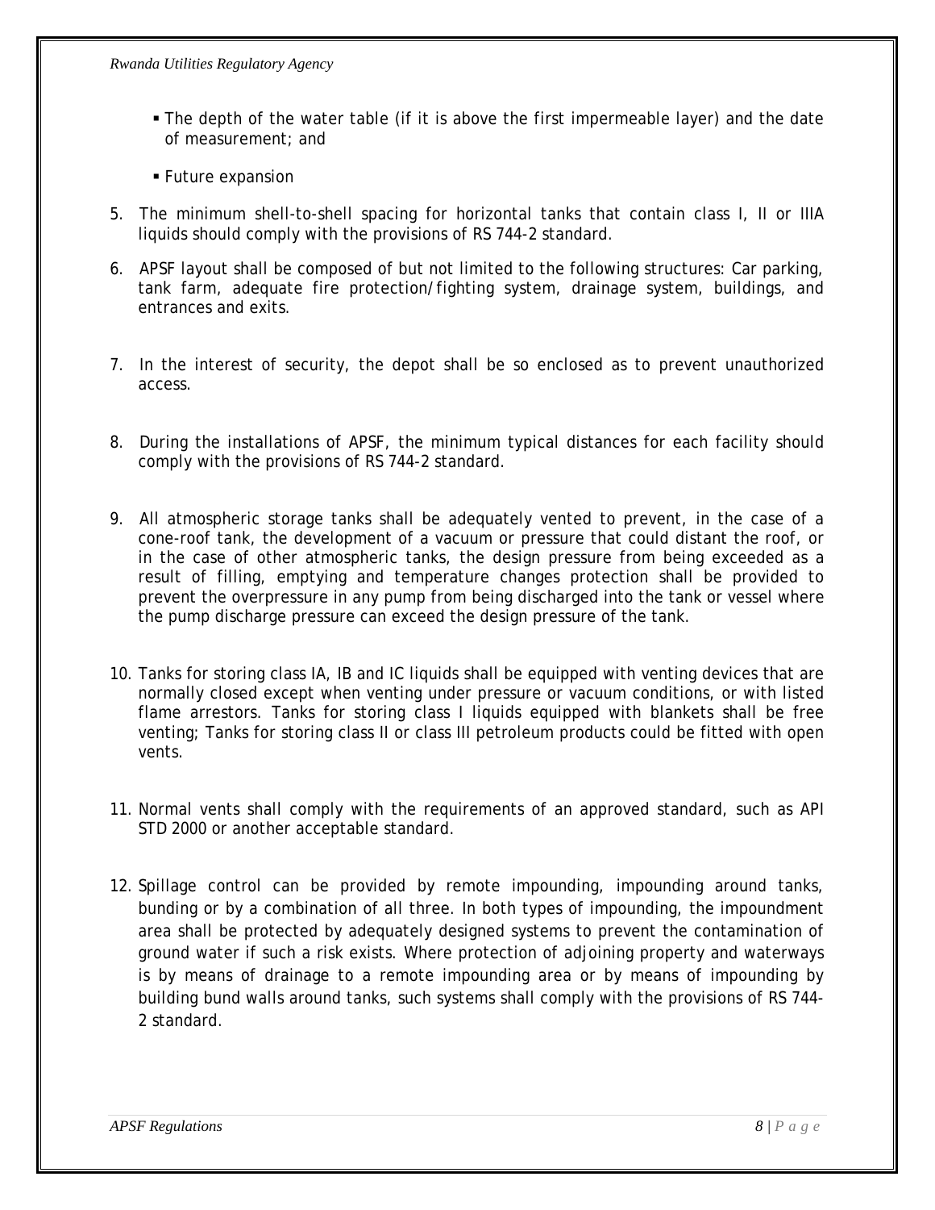- The depth of the water table (if it is above the first impermeable layer) and the date of measurement; and
- Future expansion

5. The minimum shell-to-shell spacing for horizontal tanks that contain class I, II or IIIA liquids should comply with the provisions of RS 744-2 standard.

6. APSF layout shall be composed of but not limited to the following structures: Car parking, tank farm, adequate fire protection/fighting system, drainage system, buildings, and entrances and exits.

7. In the interest of security, the depot shall be so enclosed as to prevent unauthorized access.

8. During the installations of APSF, the minimum typical distances for each facility should comply with the provisions of RS 744-2 standard.

9. All atmospheric storage tanks shall be adequately vented to prevent, in the case of a cone-roof tank, the development of a vacuum or pressure that could distant the roof, or in the case of other atmospheric tanks, the design pressure from being exceeded as a result of filling, emptying and temperature changes protection shall be provided to prevent the overpressure in any pump from being discharged into the tank or vessel where the pump discharge pressure can exceed the design pressure of the tank.

10. Tanks for storing class IA, IB and IC liquids shall be equipped with venting devices that are normally closed except when venting under pressure or vacuum conditions, or with listed flame arrestors. Tanks for storing class I liquids equipped with blankets shall be free venting; Tanks for storing class II or class III petroleum products could be fitted with open vents.

11. Normal vents shall comply with the requirements of an approved standard, such as API STD 2000 or another acceptable standard.

12. Spillage control can be provided by remote impounding, impounding around tanks, bunding or by a combination of all three. In both types of impounding, the impoundment area shall be protected by adequately designed systems to prevent the contamination of ground water if such a risk exists. Where protection of adjoining property and waterways is by means of drainage to a remote impounding area or by means of impounding by building bund walls around tanks, such systems shall comply with the provisions of RS 744-2 standard.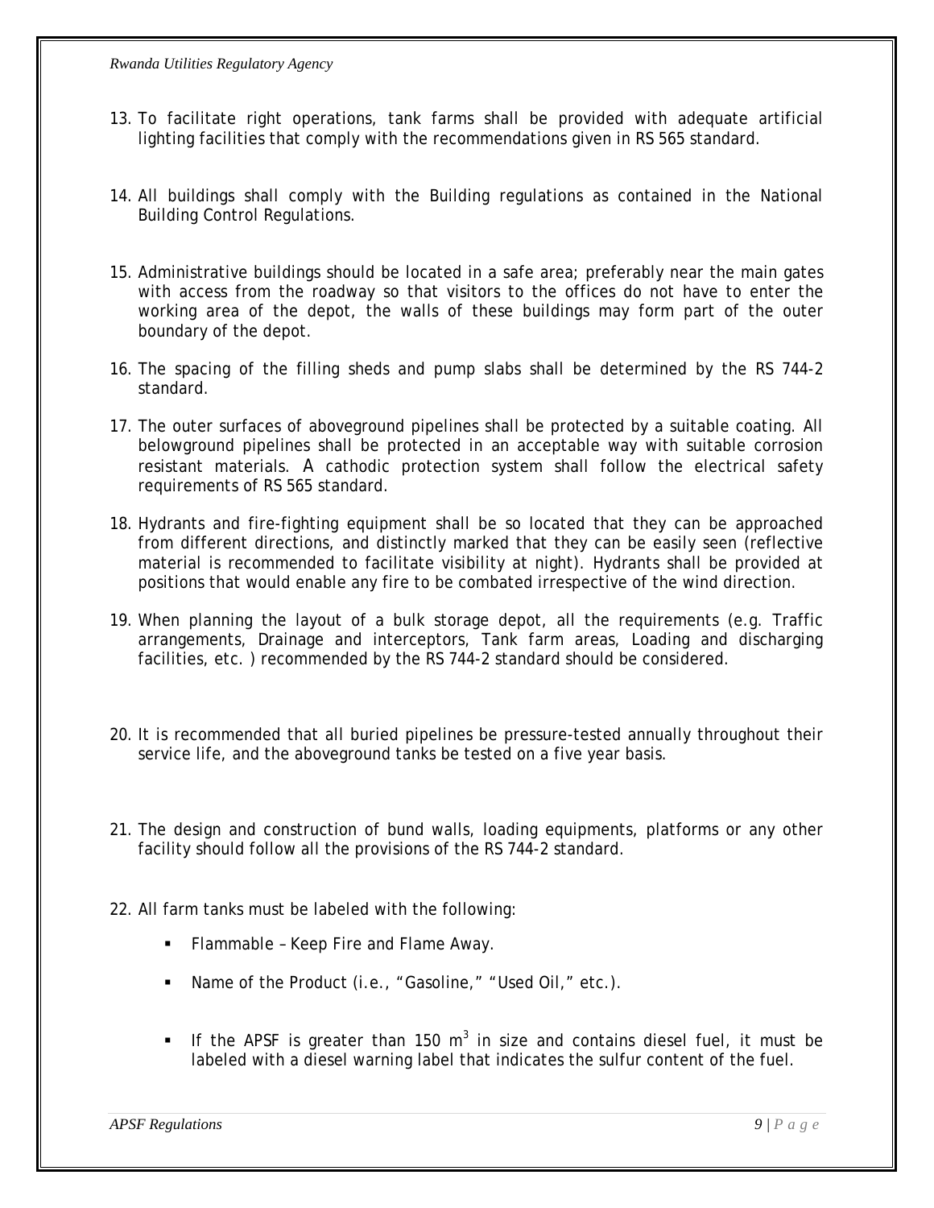13. To facilitate right operations, tank farms shall be provided with adequate artificial lighting facilities that comply with the recommendations given in RS 565 standard.

14. All buildings shall comply with the Building regulations as contained in the National Building Control Regulations.

15. Administrative buildings should be located in a safe area; preferably near the main gates with access from the roadway so that visitors to the offices do not have to enter the working area of the depot, the walls of these buildings may form part of the outer boundary of the depot.

16. The spacing of the filling sheds and pump slabs shall be determined by the RS 744-2 standard.

17. The outer surfaces of aboveground pipelines shall be protected by a suitable coating. All belowground pipelines shall be protected in an acceptable way with suitable corrosion resistant materials. A cathodic protection system shall follow the electrical safety requirements of RS 565 standard.

18. Hydrants and fire-fighting equipment shall be so located that they can be approached from different directions, and distinctly marked that they can be easily seen (reflective material is recommended to facilitate visibility at night). Hydrants shall be provided at positions that would enable any fire to be combated irrespective of the wind direction.

19. When planning the layout of a bulk storage depot, all the requirements (e.g. Traffic arrangements, Drainage and interceptors, Tank farm areas, Loading and discharging facilities, etc. ) recommended by the RS 744-2 standard should be considered.

20. It is recommended that all buried pipelines be pressure-tested annually throughout their service life, and the aboveground tanks be tested on a five year basis.

21. The design and construction of bund walls, loading equipments, platforms or any other facility should follow all the provisions of the RS 744-2 standard.

22. All farm tanks must be labeled with the following:

    - Flammable – Keep Fire and Flame Away.
    - Name of the Product (i.e., "Gasoline," "Used Oil," etc.).
    - If the APSF is greater than 150 $m^3$ in size and contains diesel fuel, it must be labeled with a diesel warning label that indicates the sulfur content of the fuel.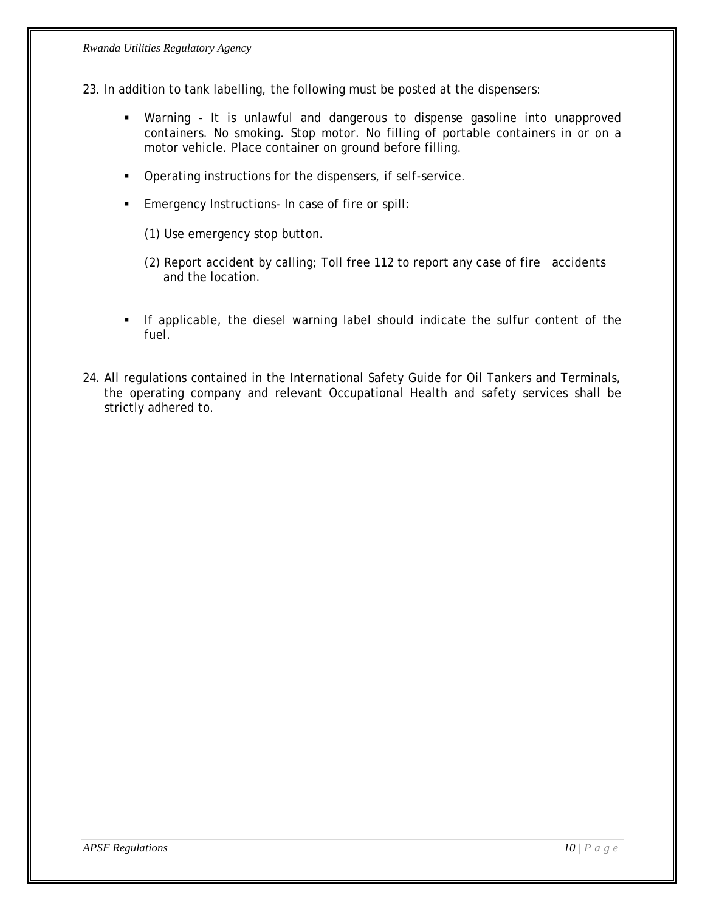23. In addition to tank labelling, the following must be posted at the dispensers:

    - Warning - It is unlawful and dangerous to dispense gasoline into unapproved containers. No smoking. Stop motor. No filling of portable containers in or on a motor vehicle. Place container on ground before filling.
    - Operating instructions for the dispensers, if self-service.
    - Emergency Instructions- In case of fire or spill:

      (1) Use emergency stop button.

      (2) Report accident by calling; Toll free 112 to report any case of fire accidents and the location.

    - If applicable, the diesel warning label should indicate the sulfur content of the fuel.

24. All regulations contained in the International Safety Guide for Oil Tankers and Terminals, the operating company and relevant Occupational Health and safety services shall be strictly adhered to.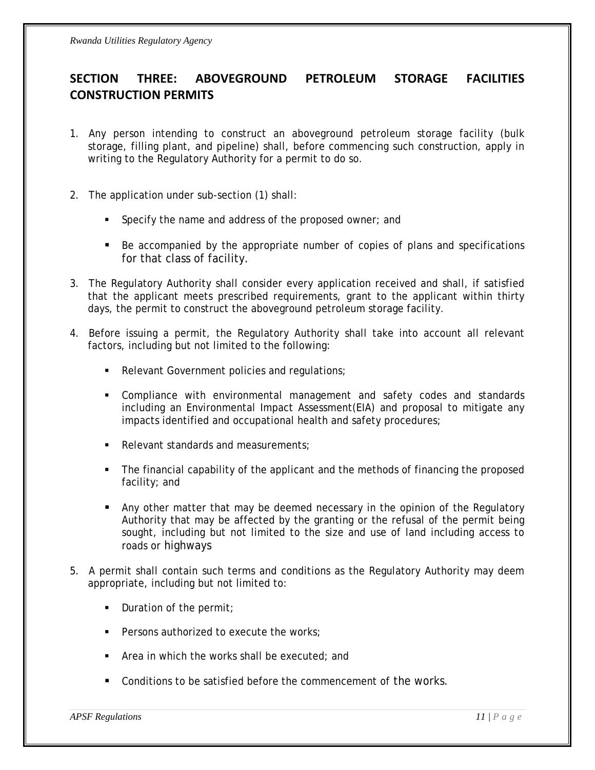## SECTION THREE: ABOVEGROUND PETROLEUM STORAGE FACILITIES CONSTRUCTION PERMITS

1. Any person intending to construct an aboveground petroleum storage facility (bulk storage, filling plant, and pipeline) shall, before commencing such construction, apply in writing to the Regulatory Authority for a permit to do so.

2. The application under sub-section (1) shall:

   - Specify the name and address of the proposed owner; and
   - Be accompanied by the appropriate number of copies of plans and specifications for that class of facility.

3. The Regulatory Authority shall consider every application received and shall, if satisfied that the applicant meets prescribed requirements, grant to the applicant within thirty days, the permit to construct the aboveground petroleum storage facility.

4. Before issuing a permit, the Regulatory Authority shall take into account all relevant factors, including but not limited to the following:

   - Relevant Government policies and regulations;
   - Compliance with environmental management and safety codes and standards including an Environmental Impact Assessment(EIA) and proposal to mitigate any impacts identified and occupational health and safety procedures;
   - Relevant standards and measurements;
   - The financial capability of the applicant and the methods of financing the proposed facility; and
   - Any other matter that may be deemed necessary in the opinion of the Regulatory Authority that may be affected by the granting or the refusal of the permit being sought, including but not limited to the size and use of land including access to roads or highways

5. A permit shall contain such terms and conditions as the Regulatory Authority may deem appropriate, including but not limited to:

   - Duration of the permit;
   - Persons authorized to execute the works;
   - Area in which the works shall be executed; and
   - Conditions to be satisfied before the commencement of the works.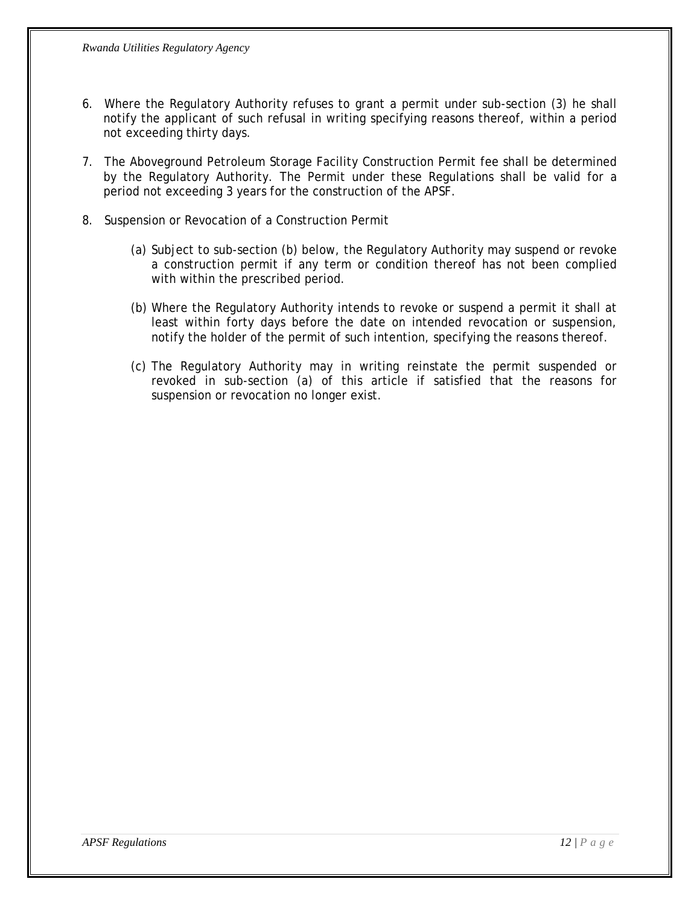6. Where the Regulatory Authority refuses to grant a permit under sub-section (3) he shall notify the applicant of such refusal in writing specifying reasons thereof, within a period not exceeding thirty days.

7. The Aboveground Petroleum Storage Facility Construction Permit fee shall be determined by the Regulatory Authority. The Permit under these Regulations shall be valid for a period not exceeding 3 years for the construction of the APSF.

8. Suspension or Revocation of a Construction Permit

   (a) Subject to sub-section (b) below, the Regulatory Authority may suspend or revoke a construction permit if any term or condition thereof has not been complied with within the prescribed period.

   (b) Where the Regulatory Authority intends to revoke or suspend a permit it shall at least within forty days before the date on intended revocation or suspension, notify the holder of the permit of such intention, specifying the reasons thereof.

   (c) The Regulatory Authority may in writing reinstate the permit suspended or revoked in sub-section (a) of this article if satisfied that the reasons for suspension or revocation no longer exist.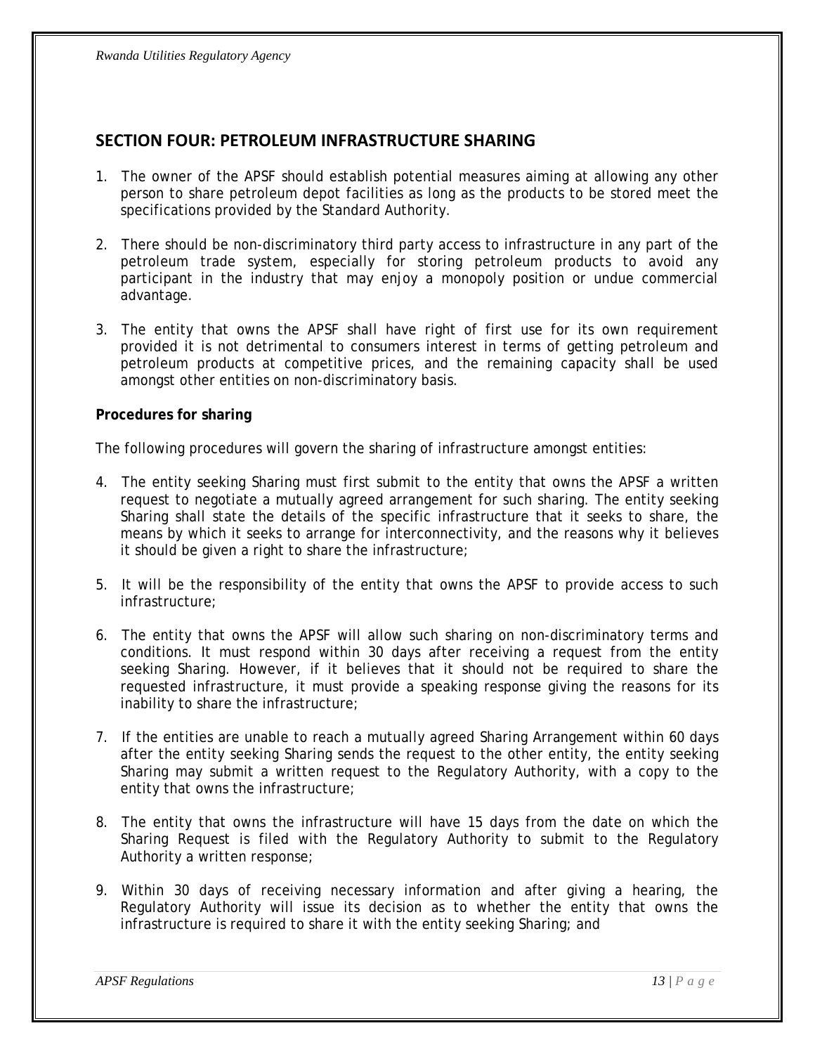## SECTION FOUR: PETROLEUM INFRASTRUCTURE SHARING

1. The owner of the APSF should establish potential measures aiming at allowing any other person to share petroleum depot facilities as long as the products to be stored meet the specifications provided by the Standard Authority.

2. There should be non-discriminatory third party access to infrastructure in any part of the petroleum trade system, especially for storing petroleum products to avoid any participant in the industry that may enjoy a monopoly position or undue commercial advantage.

3. The entity that owns the APSF shall have right of first use for its own requirement provided it is not detrimental to consumers interest in terms of getting petroleum and petroleum products at competitive prices, and the remaining capacity shall be used amongst other entities on non-discriminatory basis.

**Procedures for sharing**

The following procedures will govern the sharing of infrastructure amongst entities:

4. The entity seeking Sharing must first submit to the entity that owns the APSF a written request to negotiate a mutually agreed arrangement for such sharing. The entity seeking Sharing shall state the details of the specific infrastructure that it seeks to share, the means by which it seeks to arrange for interconnectivity, and the reasons why it believes it should be given a right to share the infrastructure;

5. It will be the responsibility of the entity that owns the APSF to provide access to such infrastructure;

6. The entity that owns the APSF will allow such sharing on non-discriminatory terms and conditions. It must respond within 30 days after receiving a request from the entity seeking Sharing. However, if it believes that it should not be required to share the requested infrastructure, it must provide a speaking response giving the reasons for its inability to share the infrastructure;

7. If the entities are unable to reach a mutually agreed Sharing Arrangement within 60 days after the entity seeking Sharing sends the request to the other entity, the entity seeking Sharing may submit a written request to the Regulatory Authority, with a copy to the entity that owns the infrastructure;

8. The entity that owns the infrastructure will have 15 days from the date on which the Sharing Request is filed with the Regulatory Authority to submit to the Regulatory Authority a written response;

9. Within 30 days of receiving necessary information and after giving a hearing, the Regulatory Authority will issue its decision as to whether the entity that owns the infrastructure is required to share it with the entity seeking Sharing; and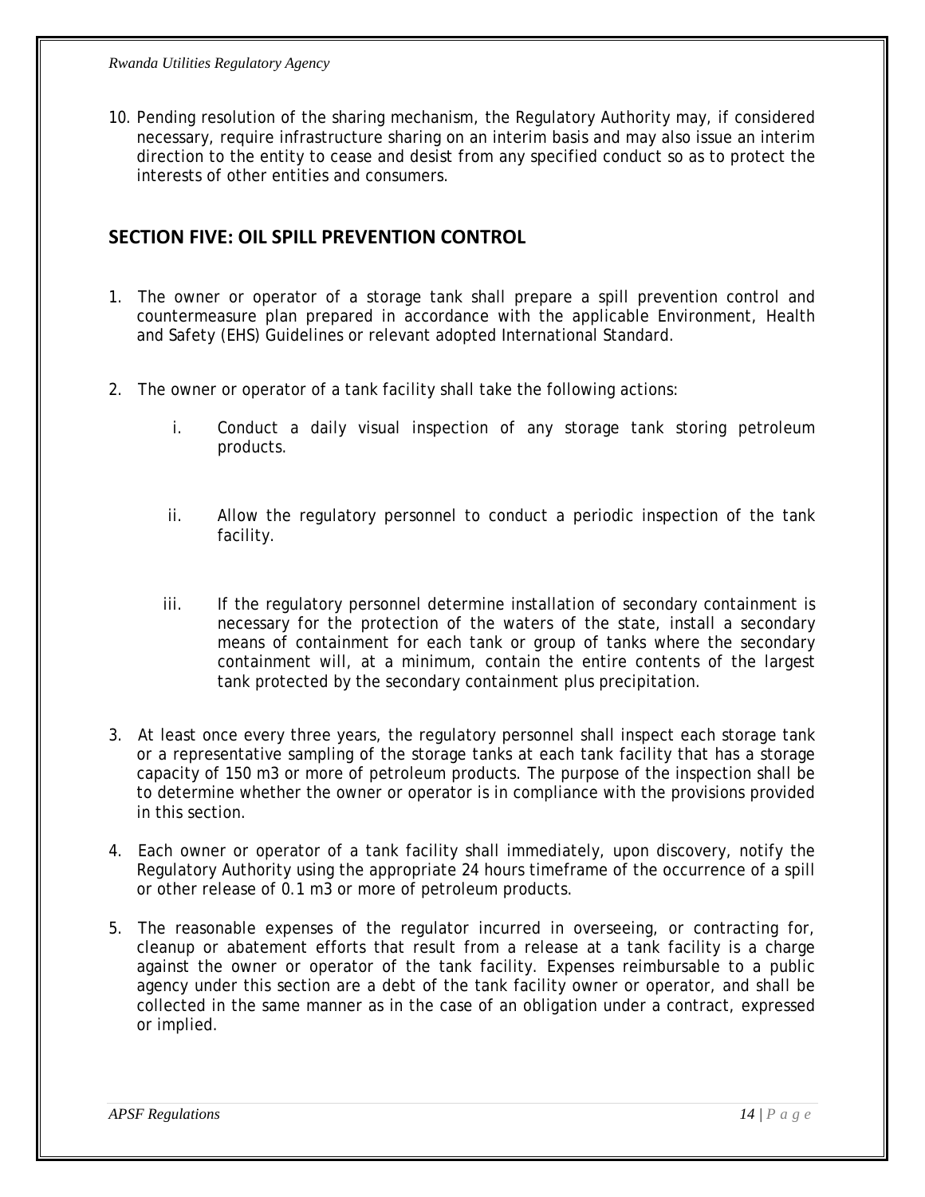10. Pending resolution of the sharing mechanism, the Regulatory Authority may, if considered necessary, require infrastructure sharing on an interim basis and may also issue an interim direction to the entity to cease and desist from any specified conduct so as to protect the interests of other entities and consumers.

## SECTION FIVE: OIL SPILL PREVENTION CONTROL

1. The owner or operator of a storage tank shall prepare a spill prevention control and countermeasure plan prepared in accordance with the applicable Environment, Health and Safety (EHS) Guidelines or relevant adopted International Standard.

2. The owner or operator of a tank facility shall take the following actions:

   i. Conduct a daily visual inspection of any storage tank storing petroleum products.

   ii. Allow the regulatory personnel to conduct a periodic inspection of the tank facility.

   iii. If the regulatory personnel determine installation of secondary containment is necessary for the protection of the waters of the state, install a secondary means of containment for each tank or group of tanks where the secondary containment will, at a minimum, contain the entire contents of the largest tank protected by the secondary containment plus precipitation.

3. At least once every three years, the regulatory personnel shall inspect each storage tank or a representative sampling of the storage tanks at each tank facility that has a storage capacity of 150 m3 or more of petroleum products. The purpose of the inspection shall be to determine whether the owner or operator is in compliance with the provisions provided in this section.

4. Each owner or operator of a tank facility shall immediately, upon discovery, notify the Regulatory Authority using the appropriate 24 hours timeframe of the occurrence of a spill or other release of 0.1 m3 or more of petroleum products.

5. The reasonable expenses of the regulator incurred in overseeing, or contracting for, cleanup or abatement efforts that result from a release at a tank facility is a charge against the owner or operator of the tank facility. Expenses reimbursable to a public agency under this section are a debt of the tank facility owner or operator, and shall be collected in the same manner as in the case of an obligation under a contract, expressed or implied.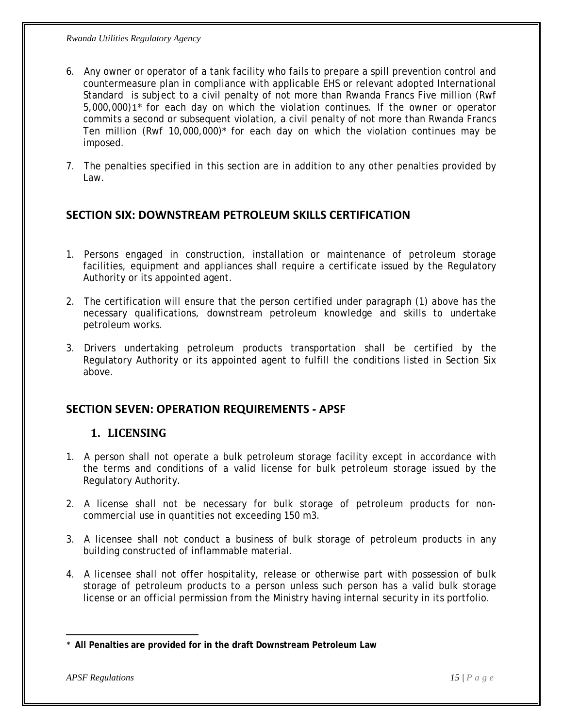6. Any owner or operator of a tank facility who fails to prepare a spill prevention control and countermeasure plan in compliance with applicable EHS or relevant adopted International Standard is subject to a civil penalty of not more than Rwanda Francs Five million (Rwf 5,000,000)[1]* for each day on which the violation continues. If the owner or operator commits a second or subsequent violation, a civil penalty of not more than Rwanda Francs Ten million (Rwf 10,000,000)* for each day on which the violation continues may be imposed.

7. The penalties specified in this section are in addition to any other penalties provided by Law.

## SECTION SIX: DOWNSTREAM PETROLEUM SKILLS CERTIFICATION

1. Persons engaged in construction, installation or maintenance of petroleum storage facilities, equipment and appliances shall require a certificate issued by the Regulatory Authority or its appointed agent.

2. The certification will ensure that the person certified under paragraph (1) above has the necessary qualifications, downstream petroleum knowledge and skills to undertake petroleum works.

3. Drivers undertaking petroleum products transportation shall be certified by the Regulatory Authority or its appointed agent to fulfill the conditions listed in Section Six above.

## SECTION SEVEN: OPERATION REQUIREMENTS - APSF

### 1. LICENSING

1. A person shall not operate a bulk petroleum storage facility except in accordance with the terms and conditions of a valid license for bulk petroleum storage issued by the Regulatory Authority.

2. A license shall not be necessary for bulk storage of petroleum products for non-commercial use in quantities not exceeding 150 m3.

3. A licensee shall not conduct a business of bulk storage of petroleum products in any building constructed of inflammable material.

4. A licensee shall not offer hospitality, release or otherwise part with possession of bulk storage of petroleum products to a person unless such person has a valid bulk storage license or an official permission from the Ministry having internal security in its portfolio.

---

* **All Penalties are provided for in the draft Downstream Petroleum Law**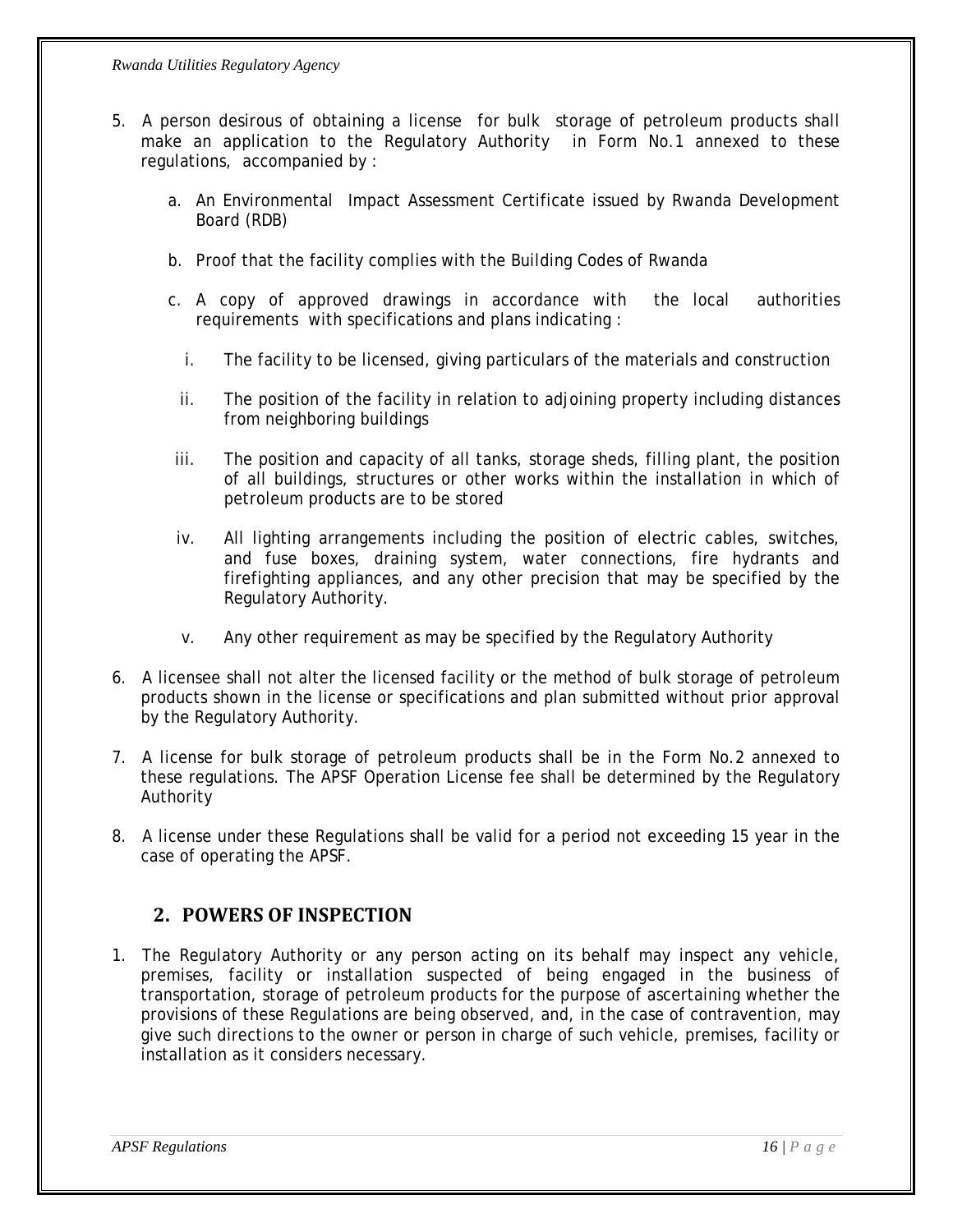5. A person desirous of obtaining a license for bulk storage of petroleum products shall make an application to the Regulatory Authority in Form No.1 annexed to these regulations, accompanied by :

   a. An Environmental Impact Assessment Certificate issued by Rwanda Development Board (RDB)

   b. Proof that the facility complies with the Building Codes of Rwanda

   c. A copy of approved drawings in accordance with the local authorities requirements with specifications and plans indicating :

      i. The facility to be licensed, giving particulars of the materials and construction

      ii. The position of the facility in relation to adjoining property including distances from neighboring buildings

      iii. The position and capacity of all tanks, storage sheds, filling plant, the position of all buildings, structures or other works within the installation in which of petroleum products are to be stored

      iv. All lighting arrangements including the position of electric cables, switches, and fuse boxes, draining system, water connections, fire hydrants and firefighting appliances, and any other precision that may be specified by the Regulatory Authority.

      v. Any other requirement as may be specified by the Regulatory Authority

6. A licensee shall not alter the licensed facility or the method of bulk storage of petroleum products shown in the license or specifications and plan submitted without prior approval by the Regulatory Authority.

7. A license for bulk storage of petroleum products shall be in the Form No.2 annexed to these regulations. The APSF Operation License fee shall be determined by the Regulatory Authority

8. A license under these Regulations shall be valid for a period not exceeding 15 year in the case of operating the APSF.

## 2. POWERS OF INSPECTION

1. The Regulatory Authority or any person acting on its behalf may inspect any vehicle, premises, facility or installation suspected of being engaged in the business of transportation, storage of petroleum products for the purpose of ascertaining whether the provisions of these Regulations are being observed, and, in the case of contravention, may give such directions to the owner or person in charge of such vehicle, premises, facility or installation as it considers necessary.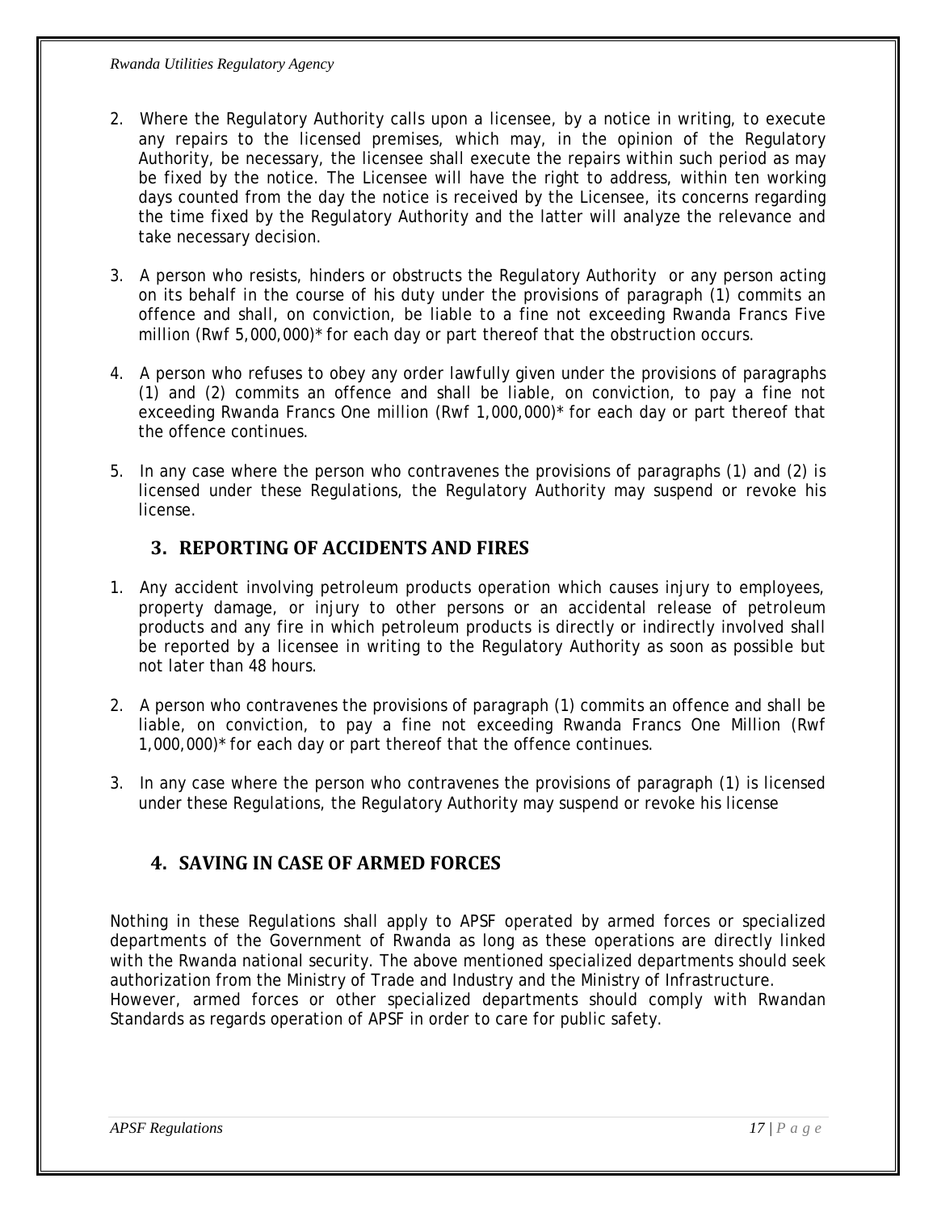2. Where the Regulatory Authority calls upon a licensee, by a notice in writing, to execute any repairs to the licensed premises, which may, in the opinion of the Regulatory Authority, be necessary, the licensee shall execute the repairs within such period as may be fixed by the notice. The Licensee will have the right to address, within ten working days counted from the day the notice is received by the Licensee, its concerns regarding the time fixed by the Regulatory Authority and the latter will analyze the relevance and take necessary decision.

3. A person who resists, hinders or obstructs the Regulatory Authority or any person acting on its behalf in the course of his duty under the provisions of paragraph (1) commits an offence and shall, on conviction, be liable to a fine not exceeding Rwanda Francs Five million (Rwf 5,000,000)* for each day or part thereof that the obstruction occurs.

4. A person who refuses to obey any order lawfully given under the provisions of paragraphs (1) and (2) commits an offence and shall be liable, on conviction, to pay a fine not exceeding Rwanda Francs One million (Rwf 1,000,000)* for each day or part thereof that the offence continues.

5. In any case where the person who contravenes the provisions of paragraphs (1) and (2) is licensed under these Regulations, the Regulatory Authority may suspend or revoke his license.

## 3. REPORTING OF ACCIDENTS AND FIRES

1. Any accident involving petroleum products operation which causes injury to employees, property damage, or injury to other persons or an accidental release of petroleum products and any fire in which petroleum products is directly or indirectly involved shall be reported by a licensee in writing to the Regulatory Authority as soon as possible but not later than 48 hours.

2. A person who contravenes the provisions of paragraph (1) commits an offence and shall be liable, on conviction, to pay a fine not exceeding Rwanda Francs One Million (Rwf 1,000,000)* for each day or part thereof that the offence continues.

3. In any case where the person who contravenes the provisions of paragraph (1) is licensed under these Regulations, the Regulatory Authority may suspend or revoke his license

## 4. SAVING IN CASE OF ARMED FORCES

Nothing in these Regulations shall apply to APSF operated by armed forces or specialized departments of the Government of Rwanda as long as these operations are directly linked with the Rwanda national security. The above mentioned specialized departments should seek authorization from the Ministry of Trade and Industry and the Ministry of Infrastructure.
However, armed forces or other specialized departments should comply with Rwandan Standards as regards operation of APSF in order to care for public safety.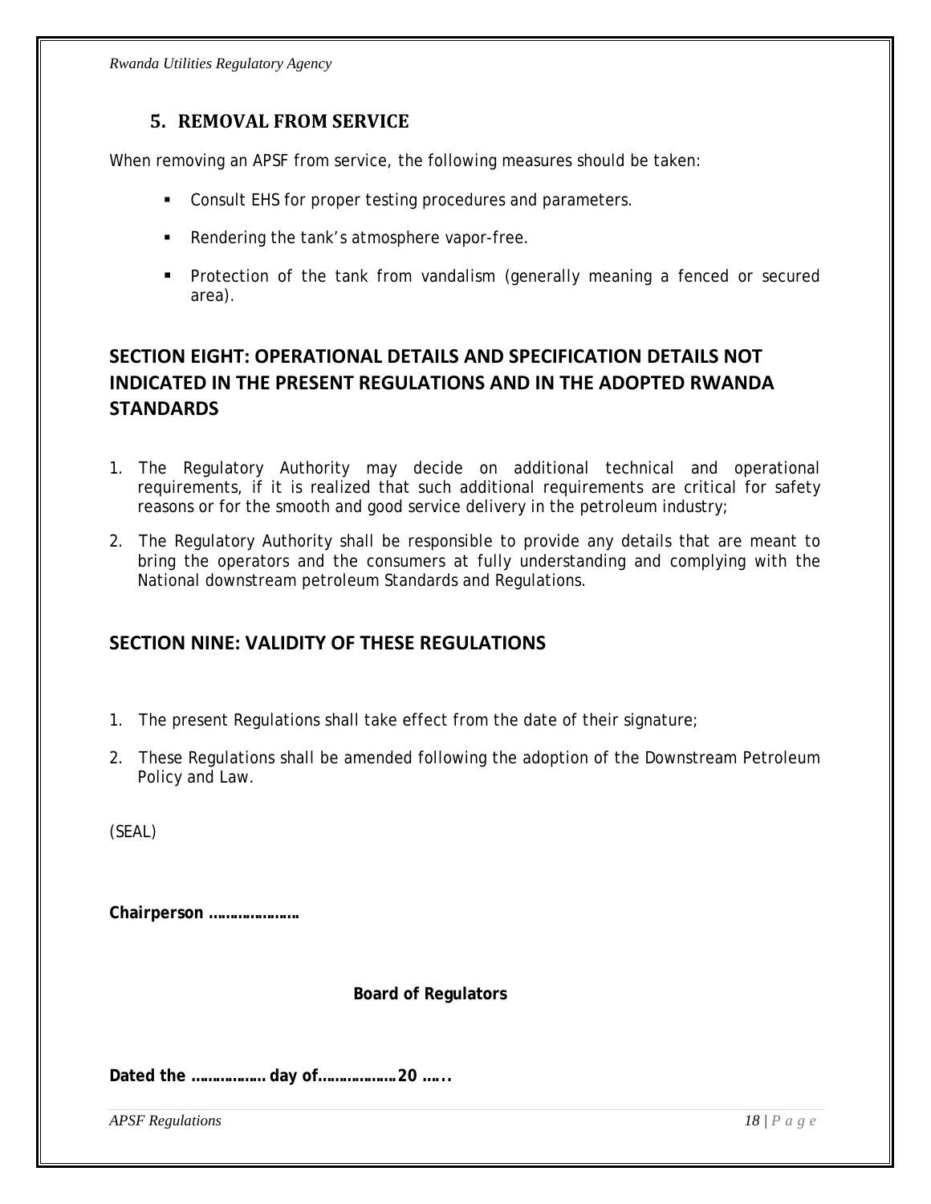## 5. REMOVAL FROM SERVICE

When removing an APSF from service, the following measures should be taken:

- Consult EHS for proper testing procedures and parameters.
- Rendering the tank's atmosphere vapor-free.
- Protection of the tank from vandalism (generally meaning a fenced or secured area).

## SECTION EIGHT: OPERATIONAL DETAILS AND SPECIFICATION DETAILS NOT INDICATED IN THE PRESENT REGULATIONS AND IN THE ADOPTED RWANDA STANDARDS

1. The Regulatory Authority may decide on additional technical and operational requirements, if it is realized that such additional requirements are critical for safety reasons or for the smooth and good service delivery in the petroleum industry;
2. The Regulatory Authority shall be responsible to provide any details that are meant to bring the operators and the consumers at fully understanding and complying with the National downstream petroleum Standards and Regulations.

## SECTION NINE: VALIDITY OF THESE REGULATIONS

1. The present Regulations shall take effect from the date of their signature;
2. These Regulations shall be amended following the adoption of the Downstream Petroleum Policy and Law.

(SEAL)

**Chairperson …………………**

**Board of Regulators**

**Dated the …………….. day of………………20 …...**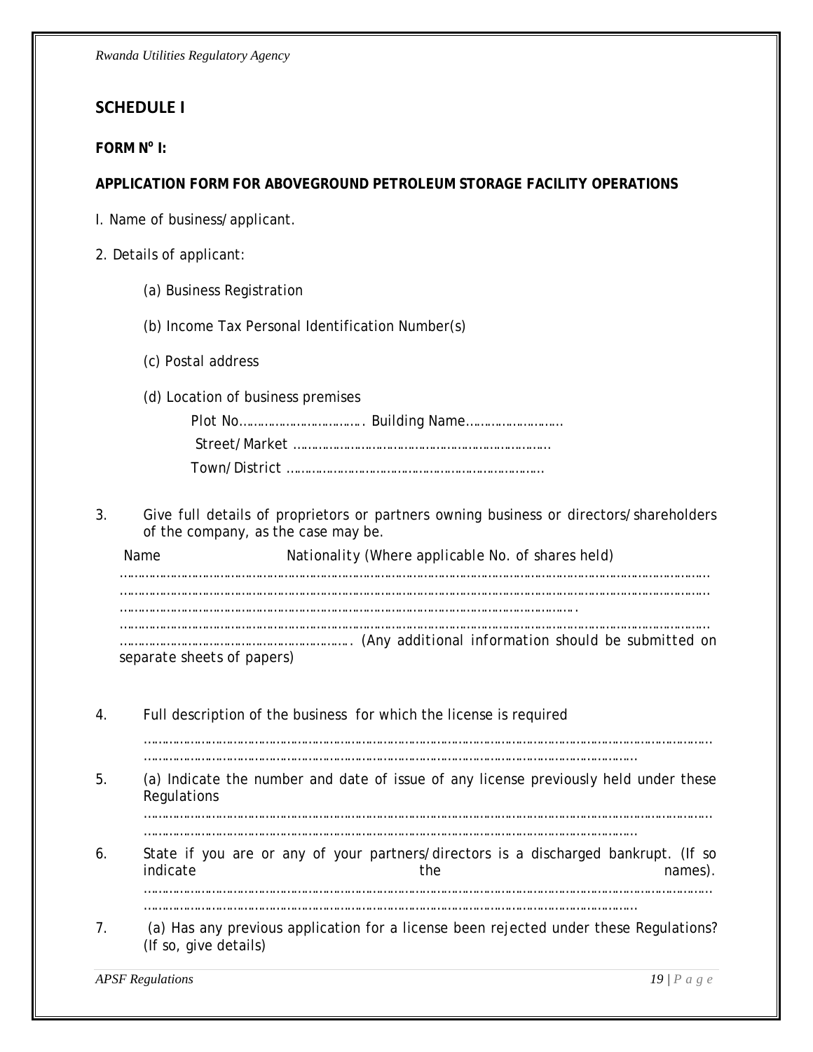## SCHEDULE I

**FORM N$^o$ I:**

**APPLICATION FORM FOR ABOVEGROUND PETROLEUM STORAGE FACILITY OPERATIONS**

I. Name of business/applicant.

2. Details of applicant:

   (a) Business Registration

   (b) Income Tax Personal Identification Number(s)

   (c) Postal address

   (d) Location of business premises

      Plot No……………………………. Building Name………………………

      Street/Market ……………………………………………………………….

      Town/District ……………………………………………………………….

3. Give full details of proprietors or partners owning business or directors/shareholders of the company, as the case may be.

   Name                    Nationality (Where applicable No. of shares held)

   ……………………………………………………………………………………………………………………………………………
   ……………………………………………………………………………………………………………………………………………
   …………………………………………………………………………………………………………….
   ……………………………………………………………………………………………………………………………………………
   ……………………………………………………. (Any additional information should be submitted on separate sheets of papers)

4. Full description of the business for which the license is required

   ……………………………………………………………………………………………………………………………………………
   …………………………………………………………………………………………………………………….

5. (a) Indicate the number and date of issue of any license previously held under these Regulations

   ……………………………………………………………………………………………………………………………………………
   …………………………………………………………………………………………………………………….

6. State if you are or any of your partners/directors is a discharged bankrupt. (If so indicate the names).

   ……………………………………………………………………………………………………………………………………………
   …………………………………………………………………………………………………………………….

7. (a) Has any previous application for a license been rejected under these Regulations? (If so, give details)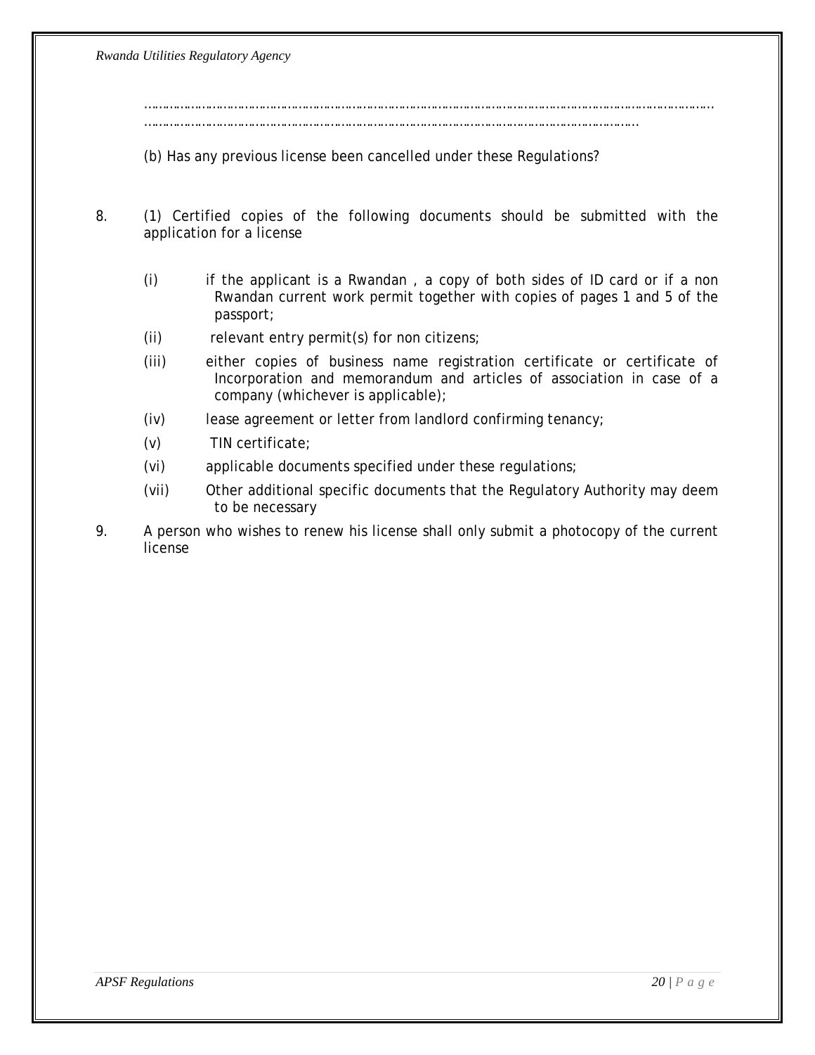……………………………………………………………………………………………………………………………………………
…………………………………………………………………………………………………………………………

(b) Has any previous license been cancelled under these Regulations?

8. (1) Certified copies of the following documents should be submitted with the application for a license

   (i) if the applicant is a Rwandan , a copy of both sides of ID card or if a non Rwandan current work permit together with copies of pages 1 and 5 of the passport;

   (ii) relevant entry permit(s) for non citizens;

   (iii) either copies of business name registration certificate or certificate of Incorporation and memorandum and articles of association in case of a company (whichever is applicable);

   (iv) lease agreement or letter from landlord confirming tenancy;

   (v) TIN certificate;

   (vi) applicable documents specified under these regulations;

   (vii) Other additional specific documents that the Regulatory Authority may deem to be necessary

9. A person who wishes to renew his license shall only submit a photocopy of the current license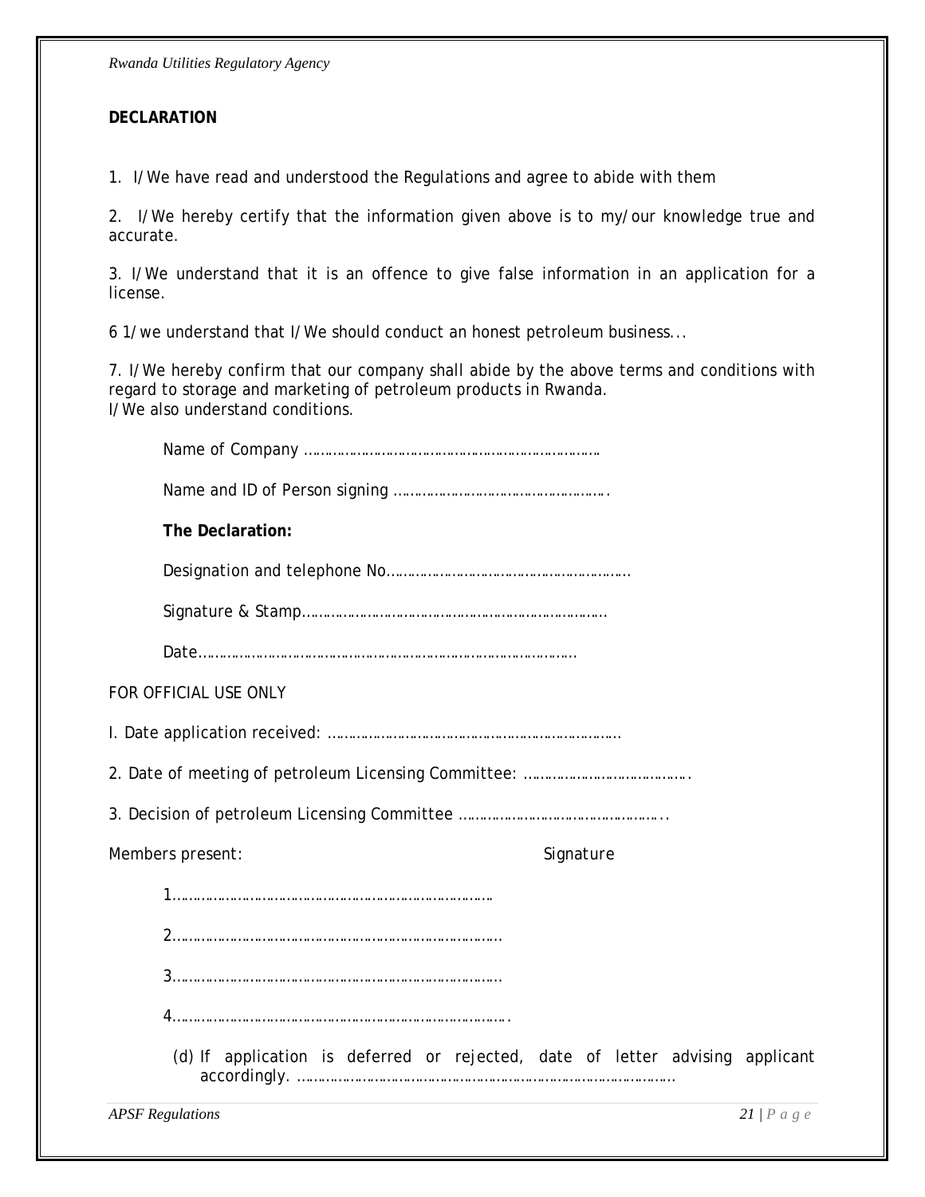**DECLARATION**

1. I/We have read and understood the Regulations and agree to abide with them

2. I/We hereby certify that the information given above is to my/our knowledge true and accurate.

3. I/We understand that it is an offence to give false information in an application for a license.

6 1/we understand that I/We should conduct an honest petroleum business...

7. I/We hereby confirm that our company shall abide by the above terms and conditions with regard to storage and marketing of petroleum products in Rwanda.
I/We also understand conditions.

Name of Company ………………………………………………………………

Name and ID of Person signing …………………………………………….

**The Declaration:**

Designation and telephone No…………………………………………………

Signature & Stamp………………………………………………………………

Date……………………………………………………………………………….

FOR OFFICIAL USE ONLY

I. Date application received: ……………………………………………………………

2. Date of meeting of petroleum Licensing Committee: ………………………………….

3. Decision of petroleum Licensing Committee ……………………………………………..

Members present: Signature

1………………………………………………………………

2……………………………………………………………….

3……………………………………………………………….

4……………………………………………………………….

(d) If application is deferred or rejected, date of letter advising applicant accordingly. ……………………………………………………………………………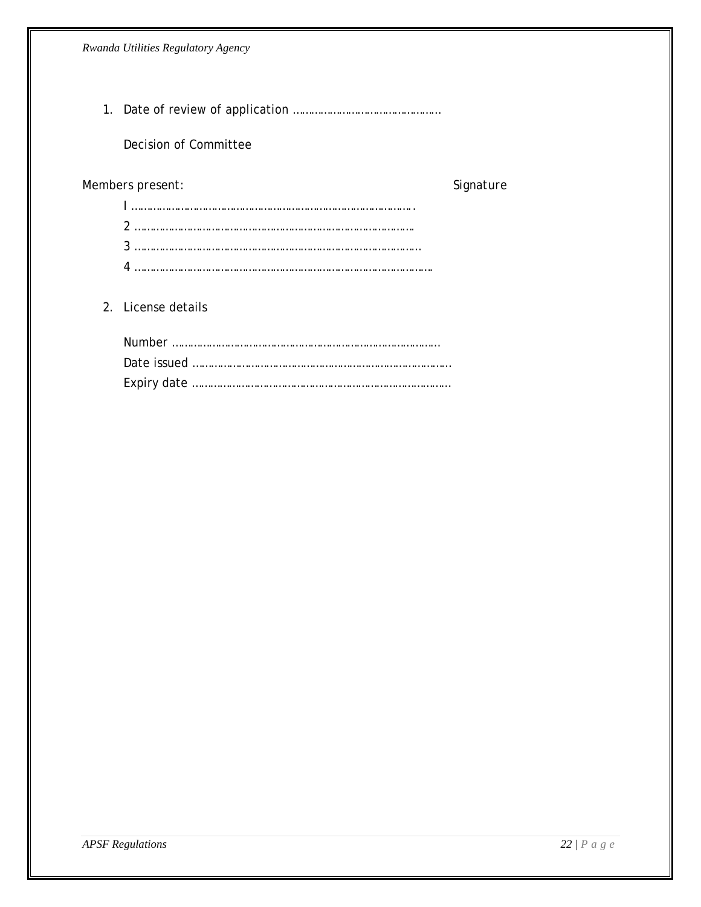1. Date of review of application ………………………………………

   Decision of Committee

Members present: Signature

I …………………………………………………………………………….
2 …………………………………………………………………………….
3 …………………………………………………………………………….
4 ……………………………………………………………………………….

2. License details

   Number …………………………………………………………………………..
   Date issued ………………………………………………………………………..
   Expiry date ………………………………………………………………………..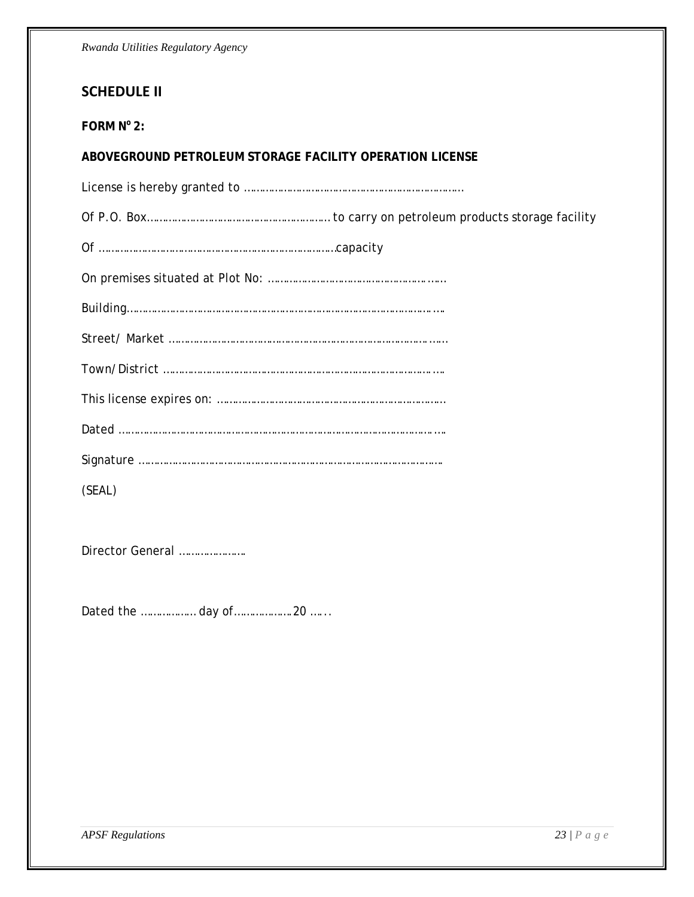## SCHEDULE II

**FORM N° 2:**

**ABOVEGROUND PETROLEUM STORAGE FACILITY OPERATION LICENSE**

License is hereby granted to ………………………………………………………………

Of P.O. Box…………………………………………………to carry on petroleum products storage facility

Of ………………………………………………………………….capacity

On premises situated at Plot No: ……………………………………………..….

Building………………………………………………………………………………………..

Street/ Market ……………………………………………………………………….….

Town/District ……………………………………………………………………………..

This license expires on: ………………………………………………………………..

Dated ………………………………………………………………………………………..

Signature ………………………………………………………………………………….

(SEAL)

Director General ………………….

Dated the ……………… day of……………….20 …..